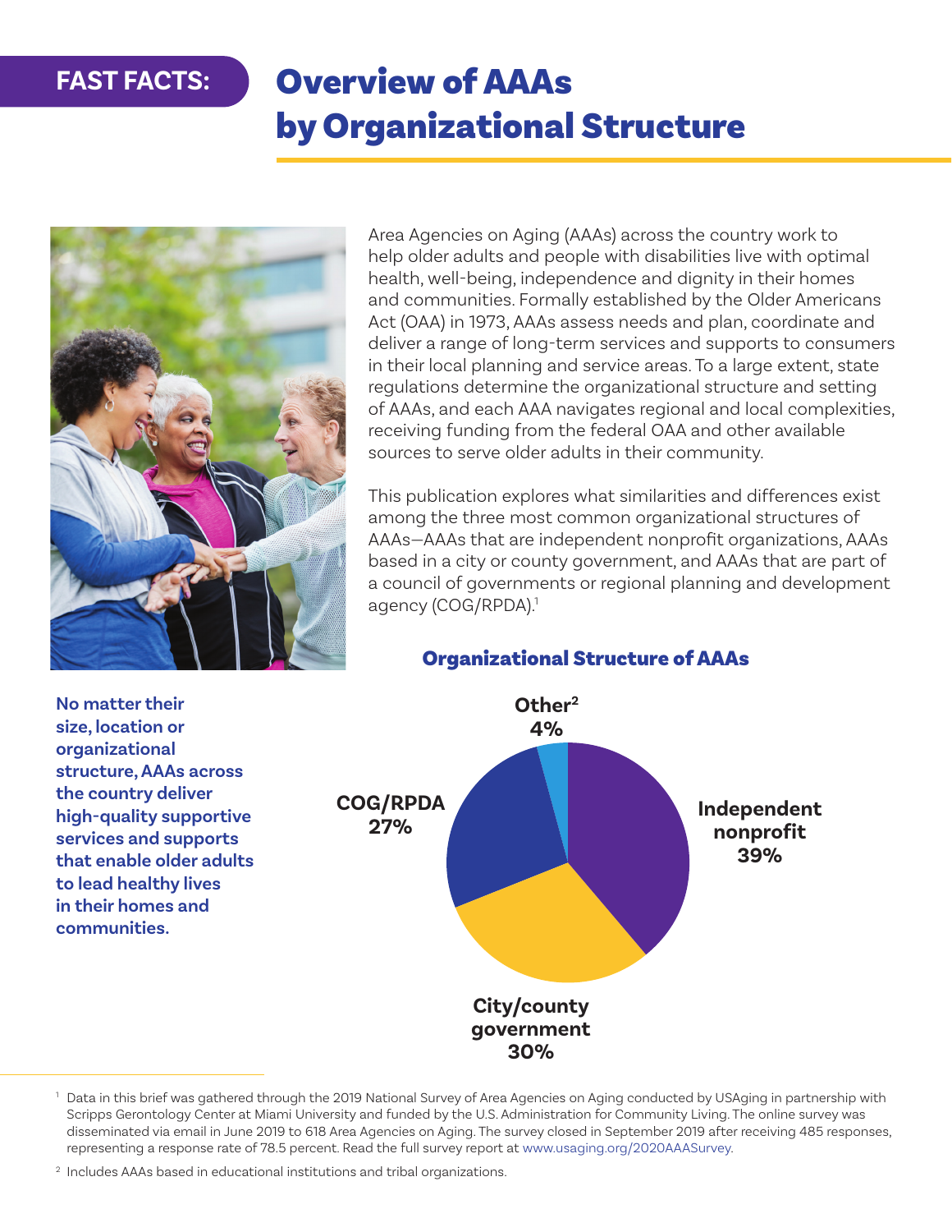**FAST FACTS:**

# Overview of AAAs by Organizational Structure

Area Agencies on Aging (AAAs) across the country work to help older adults and people with disabilities live with optimal health, well-being, independence and dignity in their homes and communities. Formally established by the Older Americans Act (OAA) in 1973, AAAs assess needs and plan, coordinate and deliver a range of long-term services and supports to consumers in their local planning and service areas. To a large extent, state regulations determine the organizational structure and setting of AAAs, and each AAA navigates regional and local complexities, receiving funding from the federal OAA and other available sources to serve older adults in their community.

This publication explores what similarities and differences exist among the three most common organizational structures of AAAs—AAAs that are independent nonprofit organizations, AAAs based in a city or county government, and AAAs that are part of a council of governments or regional planning and development agency (COG/RPDA).[1]

**No matter their size, location or organizational structure, AAAs across the country deliver high-quality supportive services and supports that enable older adults to lead healthy lives in their homes and communities.**

### Organizational Structure of AAAs

- Independent nonprofit: 39%
- City/county government: 30%
- COG/RPDA: 27%
- Other[2]: 4%

[1] Data in this brief was gathered through the 2019 National Survey of Area Agencies on Aging conducted by USAging in partnership with Scripps Gerontology Center at Miami University and funded by the U.S. Administration for Community Living. The online survey was disseminated via email in June 2019 to 618 Area Agencies on Aging. The survey closed in September 2019 after receiving 485 responses, representing a response rate of 78.5 percent. Read the full survey report at www.usaging.org/2020AAASurvey.

[2] Includes AAAs based in educational institutions and tribal organizations.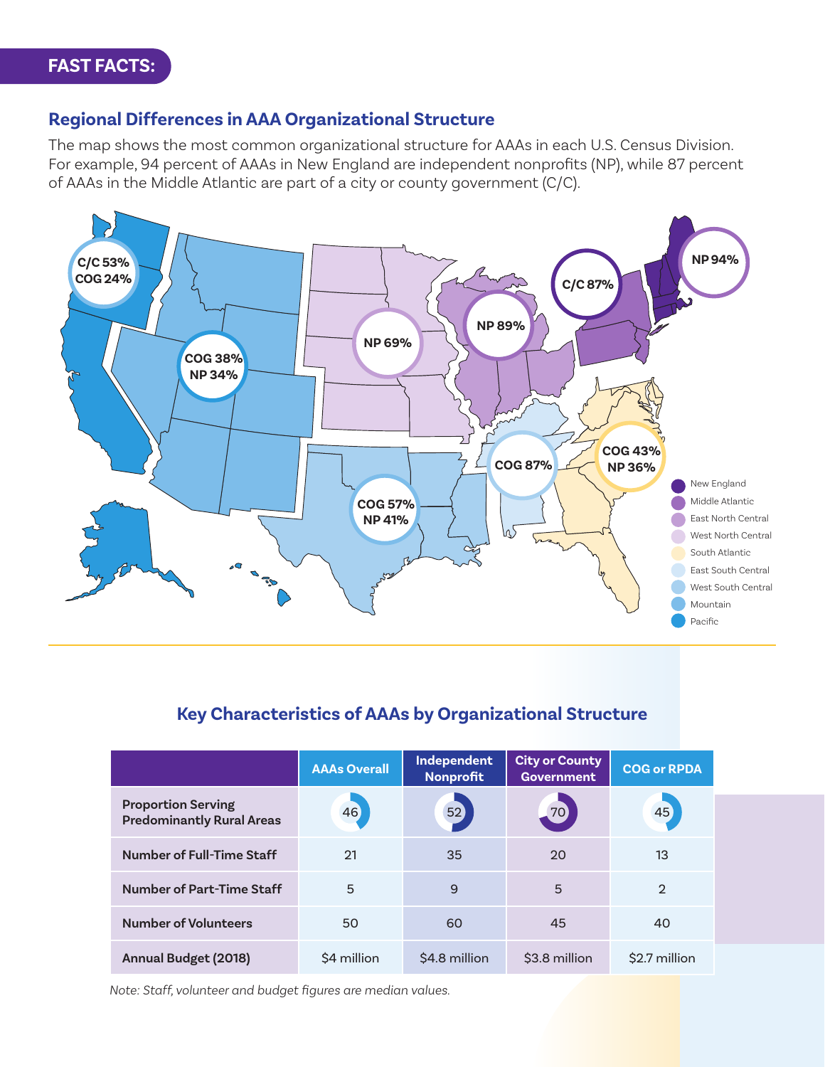**FAST FACTS:**

## Regional Differences in AAA Organizational Structure

The map shows the most common organizational structure for AAAs in each U.S. Census Division. For example, 94 percent of AAAs in New England are independent nonprofits (NP), while 87 percent of AAAs in the Middle Atlantic are part of a city or county government (C/C).

- Pacific: C/C 53%, COG 24%
- Mountain: COG 38%, NP 34%
- West North Central: NP 69%
- East North Central: NP 89%
- Middle Atlantic: C/C 87%
- New England: NP 94%
- South Atlantic: COG 43%, NP 36%
- East South Central: COG 87%
- West South Central: COG 57%, NP 41%

## Key Characteristics of AAAs by Organizational Structure

| | AAAs Overall | Independent Nonprofit | City or County Government | COG or RPDA |
|---|---|---|---|---|
| Proportion Serving Predominantly Rural Areas | 46 | 52 | 70 | 45 |
| Number of Full-Time Staff | 21 | 35 | 20 | 13 |
| Number of Part-Time Staff | 5 | 9 | 5 | 2 |
| Number of Volunteers | 50 | 60 | 45 | 40 |
| Annual Budget (2018) | $4 million | $4.8 million | $3.8 million | $2.7 million |

*Note: Staff, volunteer and budget figures are median values.*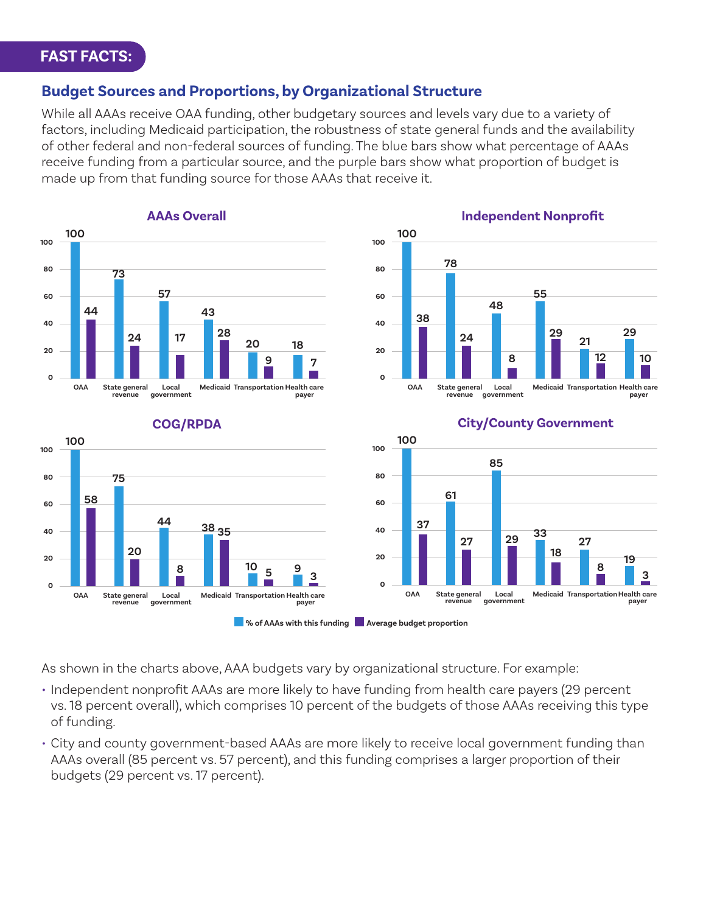**FAST FACTS:**

## Budget Sources and Proportions, by Organizational Structure

While all AAAs receive OAA funding, other budgetary sources and levels vary due to a variety of factors, including Medicaid participation, the robustness of state general funds and the availability of other federal and non-federal sources of funding. The blue bars show what percentage of AAAs receive funding from a particular source, and the purple bars show what proportion of budget is made up from that funding source for those AAAs that receive it.

### AAAs Overall

| | OAA | State general revenue | Local government | Medicaid | Transportation | Health care payer |
|---|---|---|---|---|---|---|
| % of AAAs with this funding | 100 | 73 | 57 | 43 | 20 | 18 |
| Average budget proportion | 44 | 24 | 17 | 28 | 9 | 7 |

### Independent Nonprofit

| | OAA | State general revenue | Local government | Medicaid | Transportation | Health care payer |
|---|---|---|---|---|---|---|
| % of AAAs with this funding | 100 | 78 | 48 | 55 | 21 | 29 |
| Average budget proportion | 38 | 24 | 8 | 29 | 12 | 10 |

### COG/RPDA

| | OAA | State general revenue | Local government | Medicaid | Transportation | Health care payer |
|---|---|---|---|---|---|---|
| % of AAAs with this funding | 100 | 75 | 44 | 38 | 10 | 9 |
| Average budget proportion | 58 | 20 | 8 | 35 | 5 | 3 |

### City/County Government

| | OAA | State general revenue | Local government | Medicaid | Transportation | Health care payer |
|---|---|---|---|---|---|---|
| % of AAAs with this funding | 100 | 61 | 85 | 33 | 27 | 19 |
| Average budget proportion | 37 | 27 | 29 | 18 | 8 | 3 |

As shown in the charts above, AAA budgets vary by organizational structure. For example:

- Independent nonprofit AAAs are more likely to have funding from health care payers (29 percent vs. 18 percent overall), which comprises 10 percent of the budgets of those AAAs receiving this type of funding.
- City and county government-based AAAs are more likely to receive local government funding than AAAs overall (85 percent vs. 57 percent), and this funding comprises a larger proportion of their budgets (29 percent vs. 17 percent).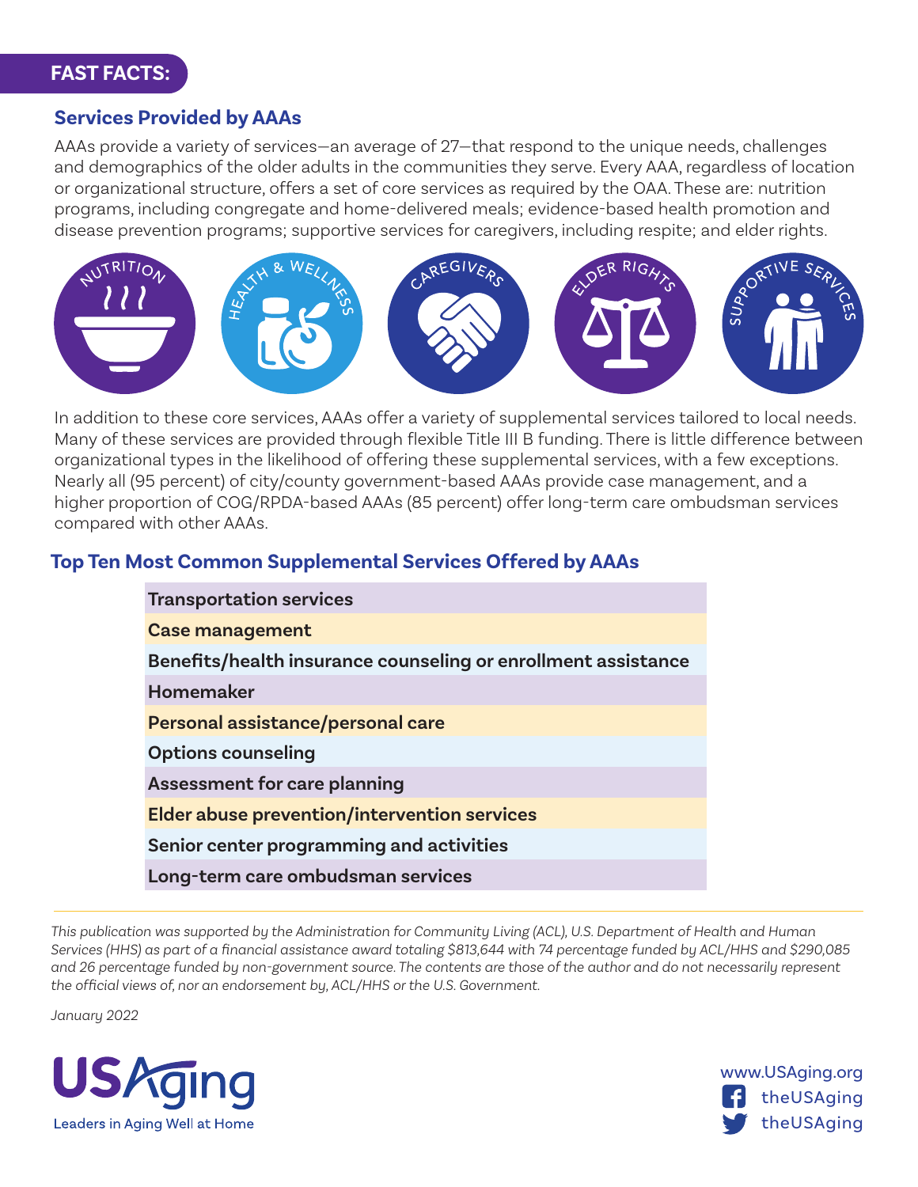**FAST FACTS:**

## Services Provided by AAAs

AAAs provide a variety of services—an average of 27—that respond to the unique needs, challenges and demographics of the older adults in the communities they serve. Every AAA, regardless of location or organizational structure, offers a set of core services as required by the OAA. These are: nutrition programs, including congregate and home-delivered meals; evidence-based health promotion and disease prevention programs; supportive services for caregivers, including respite; and elder rights.

NUTRITION

HEALTH & WELLNESS

CAREGIVERS

ELDER RIGHTS

SUPPORTIVE SERVICES

In addition to these core services, AAAs offer a variety of supplemental services tailored to local needs. Many of these services are provided through flexible Title III B funding. There is little difference between organizational types in the likelihood of offering these supplemental services, with a few exceptions. Nearly all (95 percent) of city/county government-based AAAs provide case management, and a higher proportion of COG/RPDA-based AAAs (85 percent) offer long-term care ombudsman services compared with other AAAs.

## Top Ten Most Common Supplemental Services Offered by AAAs

| |
|---|
| **Transportation services** |
| **Case management** |
| **Benefits/health insurance counseling or enrollment assistance** |
| **Homemaker** |
| **Personal assistance/personal care** |
| **Options counseling** |
| **Assessment for care planning** |
| **Elder abuse prevention/intervention services** |
| **Senior center programming and activities** |
| **Long-term care ombudsman services** |

*This publication was supported by the Administration for Community Living (ACL), U.S. Department of Health and Human Services (HHS) as part of a financial assistance award totaling $813,644 with 74 percentage funded by ACL/HHS and $290,085 and 26 percentage funded by non-government source. The contents are those of the author and do not necessarily represent the official views of, nor an endorsement by, ACL/HHS or the U.S. Government.*

*January 2022*

USAging
Leaders in Aging Well at Home

www.USAging.org
theUSAging
theUSAging